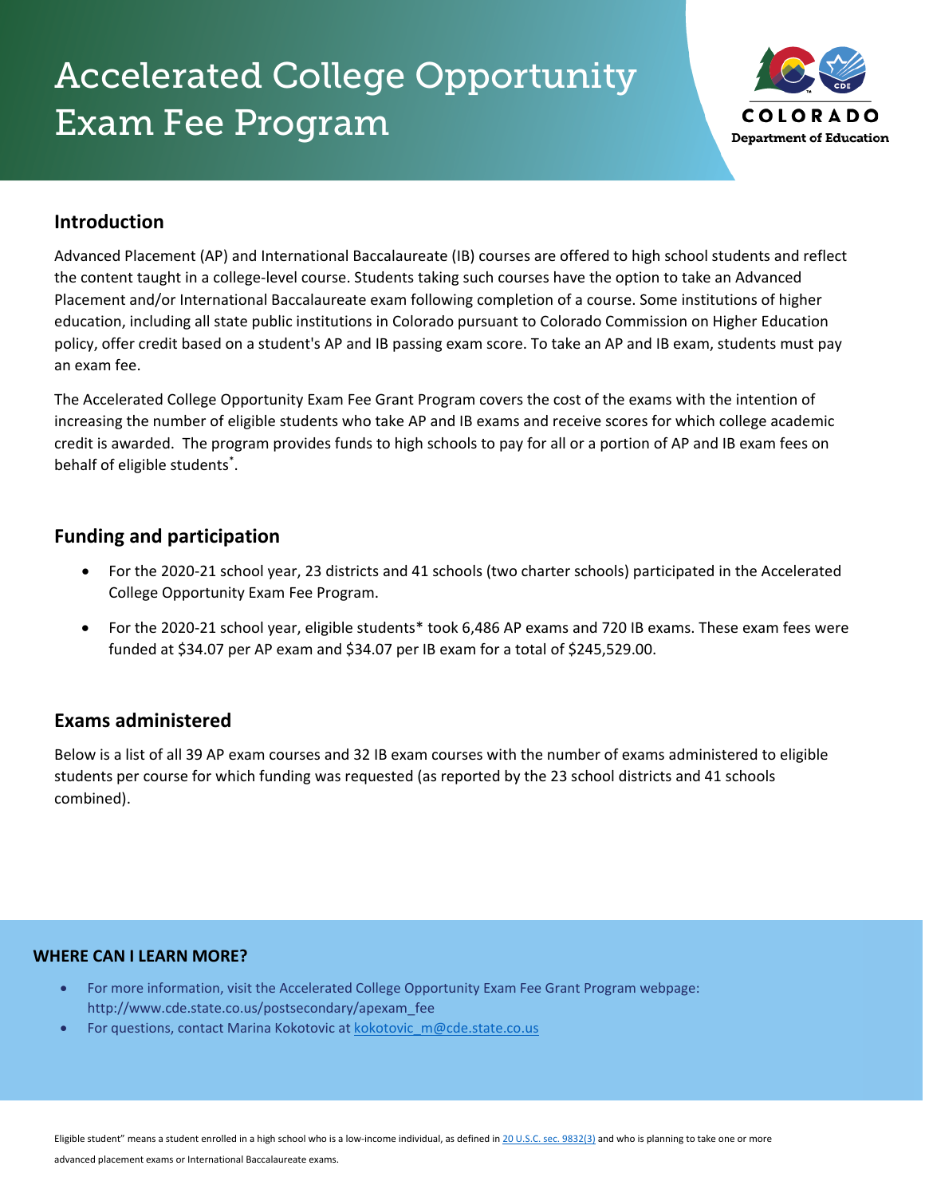# Accelerated College Opportunity Exam Fee Program

COLORADO
Department of Education

## Introduction

Advanced Placement (AP) and International Baccalaureate (IB) courses are offered to high school students and reflect the content taught in a college-level course. Students taking such courses have the option to take an Advanced Placement and/or International Baccalaureate exam following completion of a course. Some institutions of higher education, including all state public institutions in Colorado pursuant to Colorado Commission on Higher Education policy, offer credit based on a student's AP and IB passing exam score. To take an AP and IB exam, students must pay an exam fee.

The Accelerated College Opportunity Exam Fee Grant Program covers the cost of the exams with the intention of increasing the number of eligible students who take AP and IB exams and receive scores for which college academic credit is awarded. The program provides funds to high schools to pay for all or a portion of AP and IB exam fees on behalf of eligible students*.

## Funding and participation

- For the 2020-21 school year, 23 districts and 41 schools (two charter schools) participated in the Accelerated College Opportunity Exam Fee Program.
- For the 2020-21 school year, eligible students* took 6,486 AP exams and 720 IB exams. These exam fees were funded at $34.07 per AP exam and $34.07 per IB exam for a total of $245,529.00.

## Exams administered

Below is a list of all 39 AP exam courses and 32 IB exam courses with the number of exams administered to eligible students per course for which funding was requested (as reported by the 23 school districts and 41 schools combined).

**WHERE CAN I LEARN MORE?**

- For more information, visit the Accelerated College Opportunity Exam Fee Grant Program webpage: http://www.cde.state.co.us/postsecondary/apexam_fee
- For questions, contact Marina Kokotovic at kokotovic_m@cde.state.co.us

Eligible student" means a student enrolled in a high school who is a low-income individual, as defined in 20 U.S.C. sec. 9832(3) and who is planning to take one or more advanced placement exams or International Baccalaureate exams.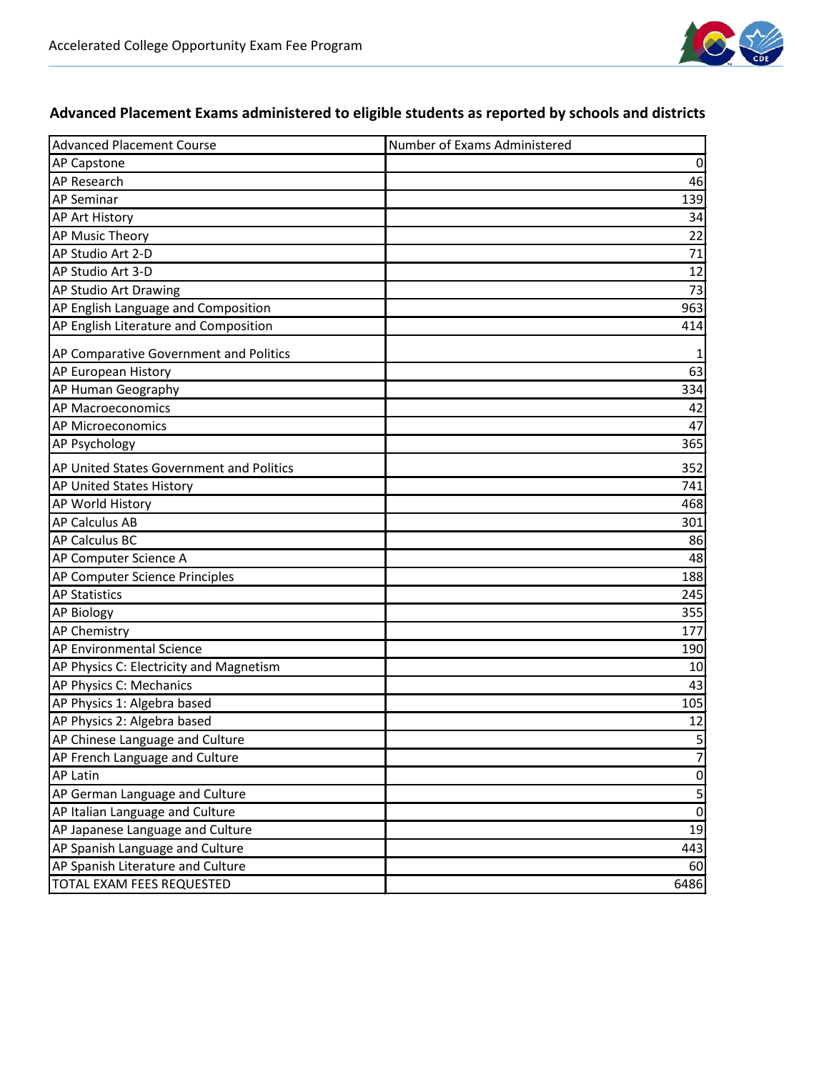## Advanced Placement Exams administered to eligible students as reported by schools and districts

| Advanced Placement Course | Number of Exams Administered |
|---|---|
| AP Capstone | 0 |
| AP Research | 46 |
| AP Seminar | 139 |
| AP Art History | 34 |
| AP Music Theory | 22 |
| AP Studio Art 2-D | 71 |
| AP Studio Art 3-D | 12 |
| AP Studio Art Drawing | 73 |
| AP English Language and Composition | 963 |
| AP English Literature and Composition | 414 |
| AP Comparative Government and Politics | 1 |
| AP European History | 63 |
| AP Human Geography | 334 |
| AP Macroeconomics | 42 |
| AP Microeconomics | 47 |
| AP Psychology | 365 |
| AP United States Government and Politics | 352 |
| AP United States History | 741 |
| AP World History | 468 |
| AP Calculus AB | 301 |
| AP Calculus BC | 86 |
| AP Computer Science A | 48 |
| AP Computer Science Principles | 188 |
| AP Statistics | 245 |
| AP Biology | 355 |
| AP Chemistry | 177 |
| AP Environmental Science | 190 |
| AP Physics C: Electricity and Magnetism | 10 |
| AP Physics C: Mechanics | 43 |
| AP Physics 1: Algebra based | 105 |
| AP Physics 2: Algebra based | 12 |
| AP Chinese Language and Culture | 5 |
| AP French Language and Culture | 7 |
| AP Latin | 0 |
| AP German Language and Culture | 5 |
| AP Italian Language and Culture | 0 |
| AP Japanese Language and Culture | 19 |
| AP Spanish Language and Culture | 443 |
| AP Spanish Literature and Culture | 60 |
| TOTAL EXAM FEES REQUESTED | 6486 |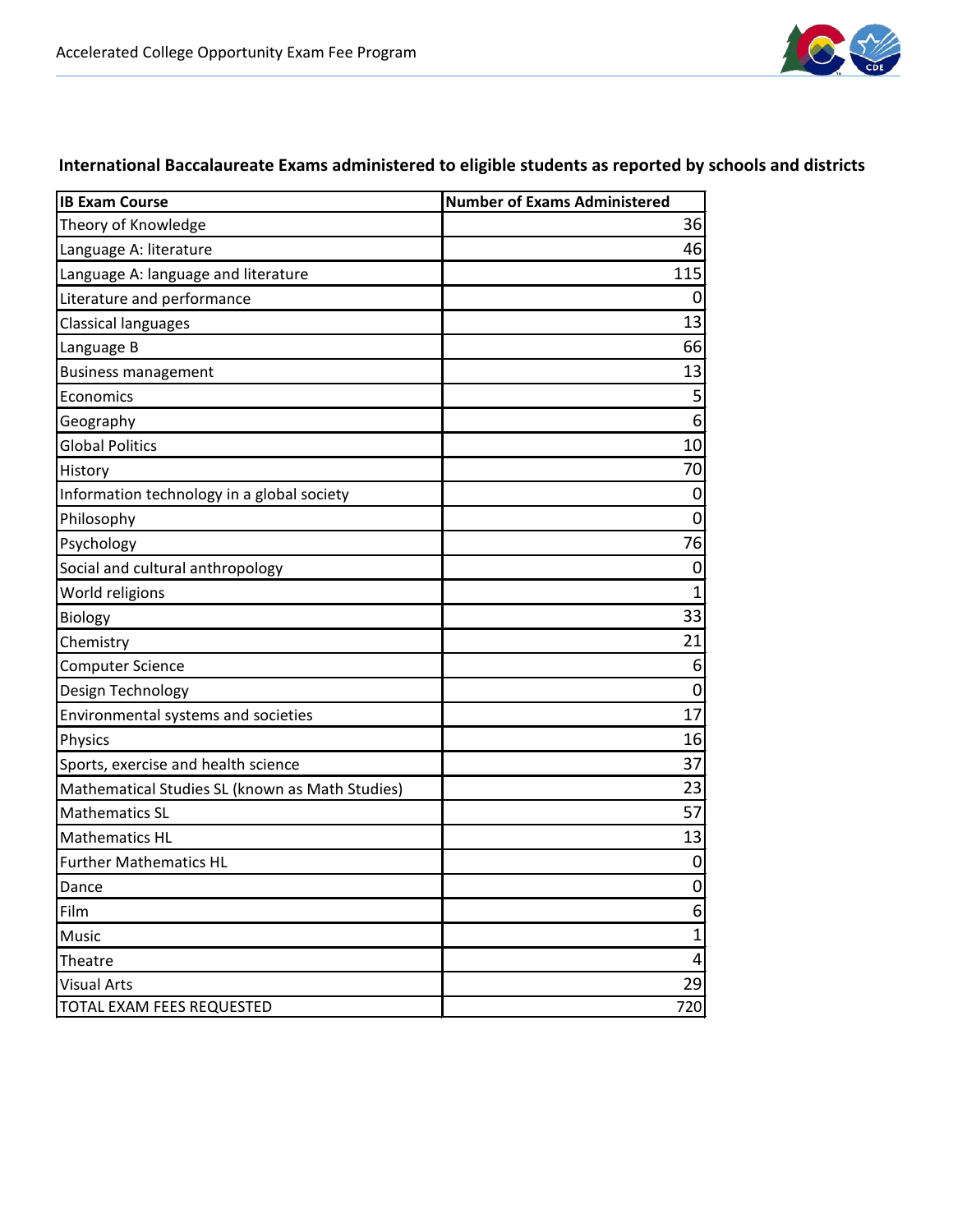## International Baccalaureate Exams administered to eligible students as reported by schools and districts

| IB Exam Course | Number of Exams Administered |
|---|---|
| Theory of Knowledge | 36 |
| Language A: literature | 46 |
| Language A: language and literature | 115 |
| Literature and performance | 0 |
| Classical languages | 13 |
| Language B | 66 |
| Business management | 13 |
| Economics | 5 |
| Geography | 6 |
| Global Politics | 10 |
| History | 70 |
| Information technology in a global society | 0 |
| Philosophy | 0 |
| Psychology | 76 |
| Social and cultural anthropology | 0 |
| World religions | 1 |
| Biology | 33 |
| Chemistry | 21 |
| Computer Science | 6 |
| Design Technology | 0 |
| Environmental systems and societies | 17 |
| Physics | 16 |
| Sports, exercise and health science | 37 |
| Mathematical Studies SL (known as Math Studies) | 23 |
| Mathematics SL | 57 |
| Mathematics HL | 13 |
| Further Mathematics HL | 0 |
| Dance | 0 |
| Film | 6 |
| Music | 1 |
| Theatre | 4 |
| Visual Arts | 29 |
| TOTAL EXAM FEES REQUESTED | 720 |